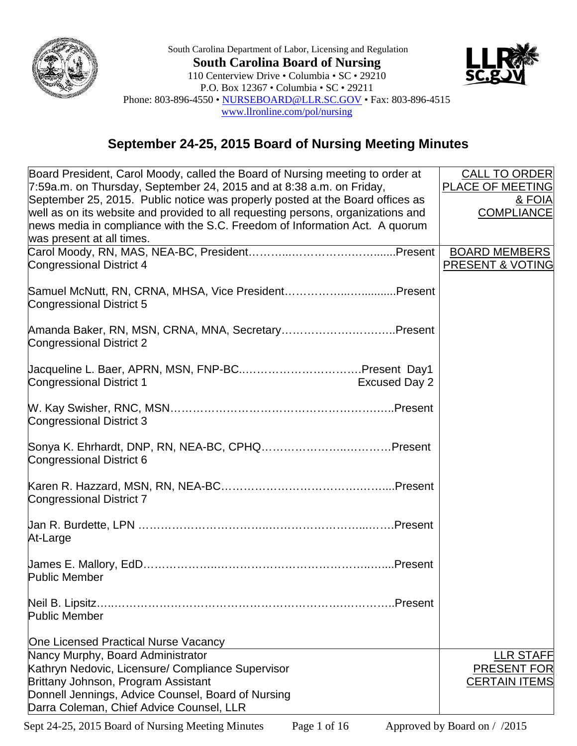South Carolina Department of Labor, Licensing and Regulation

**South Carolina Board of Nursing**

110 Centerview Drive • Columbia • SC • 29210
P.O. Box 12367 • Columbia • SC • 29211
Phone: 803-896-4550 • NURSEBOARD@LLR.SC.GOV • Fax: 803-896-4515
www.llronline.com/pol/nursing

# September 24-25, 2015 Board of Nursing Meeting Minutes

| | |
|---|---|
| Board President, Carol Moody, called the Board of Nursing meeting to order at 7:59a.m. on Thursday, September 24, 2015 and at 8:38 a.m. on Friday, September 25, 2015. Public notice was properly posted at the Board offices as well as on its website and provided to all requesting persons, organizations and news media in compliance with the S.C. Freedom of Information Act. A quorum was present at all times. | CALL TO ORDER PLACE OF MEETING & FOIA COMPLIANCE |
| Carol Moody, RN, MAS, NEA-BC, President……………Present<br>Congressional District 4<br><br>Samuel McNutt, RN, CRNA, MHSA, Vice President……………Present<br>Congressional District 5<br><br>Amanda Baker, RN, MSN, CRNA, MNA, Secretary……………Present<br>Congressional District 2<br><br>Jacqueline L. Baer, APRN, MSN, FNP-BC……………Present Day1<br>Congressional District 1 Excused Day 2<br><br>W. Kay Swisher, RNC, MSN……………Present<br>Congressional District 3<br><br>Sonya K. Ehrhardt, DNP, RN, NEA-BC, CPHQ……………Present<br>Congressional District 6<br><br>Karen R. Hazzard, MSN, RN, NEA-BC……………Present<br>Congressional District 7<br><br>Jan R. Burdette, LPN ……………Present<br>At-Large<br><br>James E. Mallory, EdD……………Present<br>Public Member<br><br>Neil B. Lipsitz……………Present<br>Public Member<br><br>One Licensed Practical Nurse Vacancy | BOARD MEMBERS PRESENT & VOTING |
| Nancy Murphy, Board Administrator<br>Kathryn Nedovic, Licensure/ Compliance Supervisor<br>Brittany Johnson, Program Assistant<br>Donnell Jennings, Advice Counsel, Board of Nursing<br>Darra Coleman, Chief Advice Counsel, LLR | LLR STAFF PRESENT FOR CERTAIN ITEMS |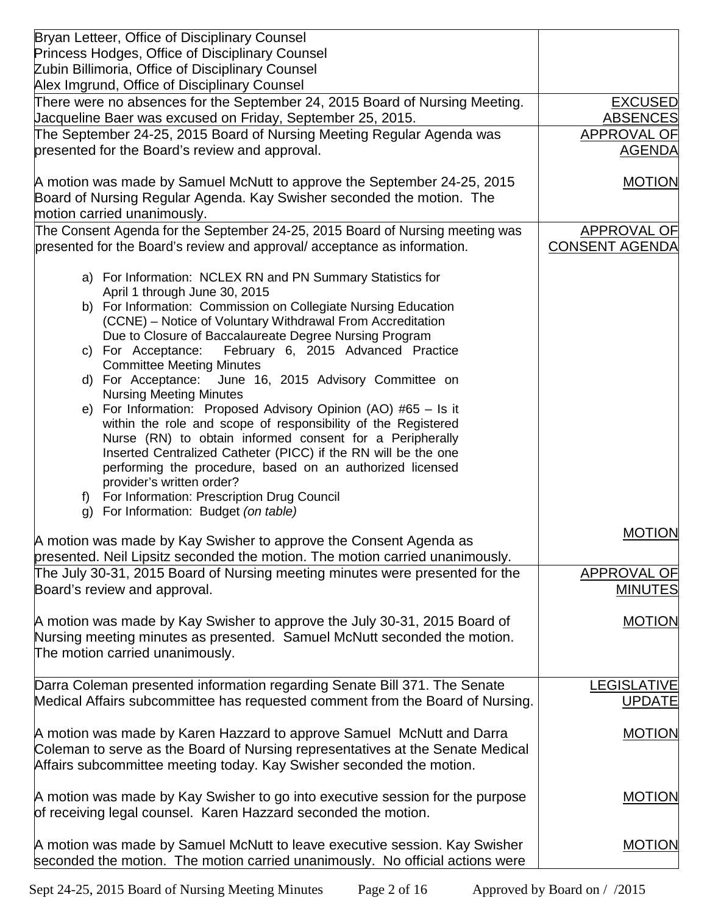| | |
|---|---|
| Bryan Letteer, Office of Disciplinary Counsel<br>Princess Hodges, Office of Disciplinary Counsel<br>Zubin Billimoria, Office of Disciplinary Counsel<br>Alex Imgrund, Office of Disciplinary Counsel | |
| There were no absences for the September 24, 2015 Board of Nursing Meeting. Jacqueline Baer was excused on Friday, September 25, 2015. | <u>EXCUSED ABSENCES</u> |
| The September 24-25, 2015 Board of Nursing Meeting Regular Agenda was presented for the Board's review and approval.<br><br>A motion was made by Samuel McNutt to approve the September 24-25, 2015 Board of Nursing Regular Agenda. Kay Swisher seconded the motion. The motion carried unanimously. | <u>APPROVAL OF AGENDA</u><br><br><u>MOTION</u> |
| The Consent Agenda for the September 24-25, 2015 Board of Nursing meeting was presented for the Board's review and approval/ acceptance as information.<br><br>a) For Information: NCLEX RN and PN Summary Statistics for April 1 through June 30, 2015<br>b) For Information: Commission on Collegiate Nursing Education (CCNE) – Notice of Voluntary Withdrawal From Accreditation Due to Closure of Baccalaureate Degree Nursing Program<br>c) For Acceptance: February 6, 2015 Advanced Practice Committee Meeting Minutes<br>d) For Acceptance: June 16, 2015 Advisory Committee on Nursing Meeting Minutes<br>e) For Information: Proposed Advisory Opinion (AO) #65 – Is it within the role and scope of responsibility of the Registered Nurse (RN) to obtain informed consent for a Peripherally Inserted Centralized Catheter (PICC) if the RN will be the one performing the procedure, based on an authorized licensed provider's written order?<br>f) For Information: Prescription Drug Council<br>g) For Information: Budget *(on table)*<br><br>A motion was made by Kay Swisher to approve the Consent Agenda as presented. Neil Lipsitz seconded the motion. The motion carried unanimously. | <u>APPROVAL OF CONSENT AGENDA</u><br><br><u>MOTION</u> |
| The July 30-31, 2015 Board of Nursing meeting minutes were presented for the Board's review and approval.<br><br>A motion was made by Kay Swisher to approve the July 30-31, 2015 Board of Nursing meeting minutes as presented. Samuel McNutt seconded the motion. The motion carried unanimously. | <u>APPROVAL OF MINUTES</u><br><br><u>MOTION</u> |
| Darra Coleman presented information regarding Senate Bill 371. The Senate Medical Affairs subcommittee has requested comment from the Board of Nursing.<br><br>A motion was made by Karen Hazzard to approve Samuel McNutt and Darra Coleman to serve as the Board of Nursing representatives at the Senate Medical Affairs subcommittee meeting today. Kay Swisher seconded the motion.<br><br>A motion was made by Kay Swisher to go into executive session for the purpose of receiving legal counsel. Karen Hazzard seconded the motion.<br><br>A motion was made by Samuel McNutt to leave executive session. Kay Swisher seconded the motion. The motion carried unanimously. No official actions were | <u>LEGISLATIVE UPDATE</u><br><br><u>MOTION</u><br><br><u>MOTION</u><br><br><u>MOTION</u> |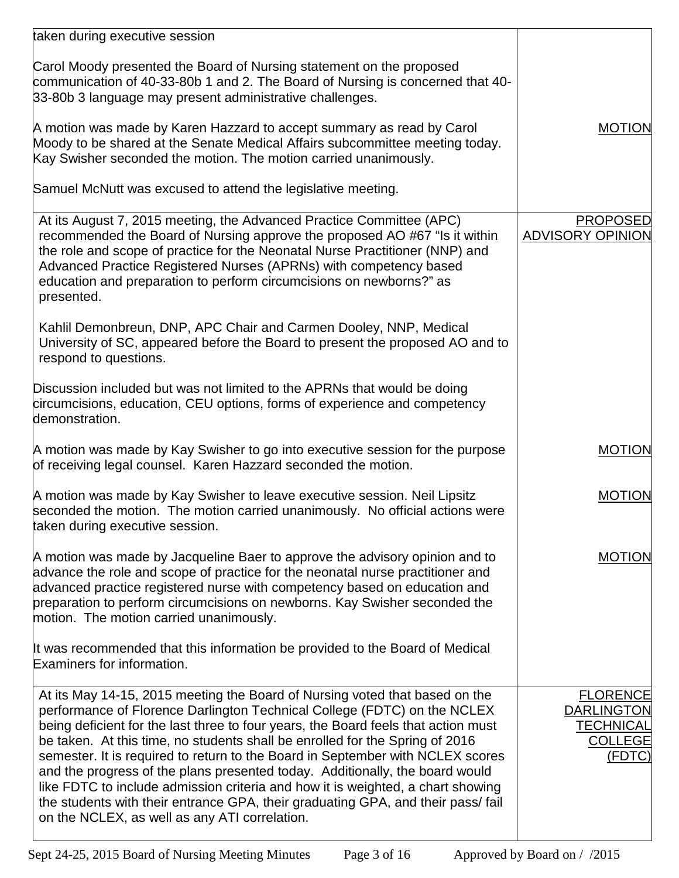| | |
|---|---|
| taken during executive session<br><br>Carol Moody presented the Board of Nursing statement on the proposed communication of 40-33-80b 1 and 2. The Board of Nursing is concerned that 40-33-80b 3 language may present administrative challenges.<br><br>A motion was made by Karen Hazzard to accept summary as read by Carol Moody to be shared at the Senate Medical Affairs subcommittee meeting today. Kay Swisher seconded the motion. The motion carried unanimously.<br><br>Samuel McNutt was excused to attend the legislative meeting. | <br><br><br><br><br>MOTION |
| At its August 7, 2015 meeting, the Advanced Practice Committee (APC) recommended the Board of Nursing approve the proposed AO #67 "Is it within the role and scope of practice for the Neonatal Nurse Practitioner (NNP) and Advanced Practice Registered Nurses (APRNs) with competency based education and preparation to perform circumcisions on newborns?" as presented.<br><br>Kahlil Demonbreun, DNP, APC Chair and Carmen Dooley, NNP, Medical University of SC, appeared before the Board to present the proposed AO and to respond to questions.<br><br>Discussion included but was not limited to the APRNs that would be doing circumcisions, education, CEU options, forms of experience and competency demonstration.<br><br>A motion was made by Kay Swisher to go into executive session for the purpose of receiving legal counsel. Karen Hazzard seconded the motion.<br><br>A motion was made by Kay Swisher to leave executive session. Neil Lipsitz seconded the motion. The motion carried unanimously. No official actions were taken during executive session.<br><br>A motion was made by Jacqueline Baer to approve the advisory opinion and to advance the role and scope of practice for the neonatal nurse practitioner and advanced practice registered nurse with competency based on education and preparation to perform circumcisions on newborns. Kay Swisher seconded the motion. The motion carried unanimously.<br><br>It was recommended that this information be provided to the Board of Medical Examiners for information. | PROPOSED ADVISORY OPINION<br><br><br><br><br><br><br><br><br>MOTION<br><br>MOTION<br><br><br>MOTION |
| At its May 14-15, 2015 meeting the Board of Nursing voted that based on the performance of Florence Darlington Technical College (FDTC) on the NCLEX being deficient for the last three to four years, the Board feels that action must be taken. At this time, no students shall be enrolled for the Spring of 2016 semester. It is required to return to the Board in September with NCLEX scores and the progress of the plans presented today. Additionally, the board would like FDTC to include admission criteria and how it is weighted, a chart showing the students with their entrance GPA, their graduating GPA, and their pass/ fail on the NCLEX, as well as any ATI correlation. | FLORENCE DARLINGTON TECHNICAL COLLEGE (FDTC) |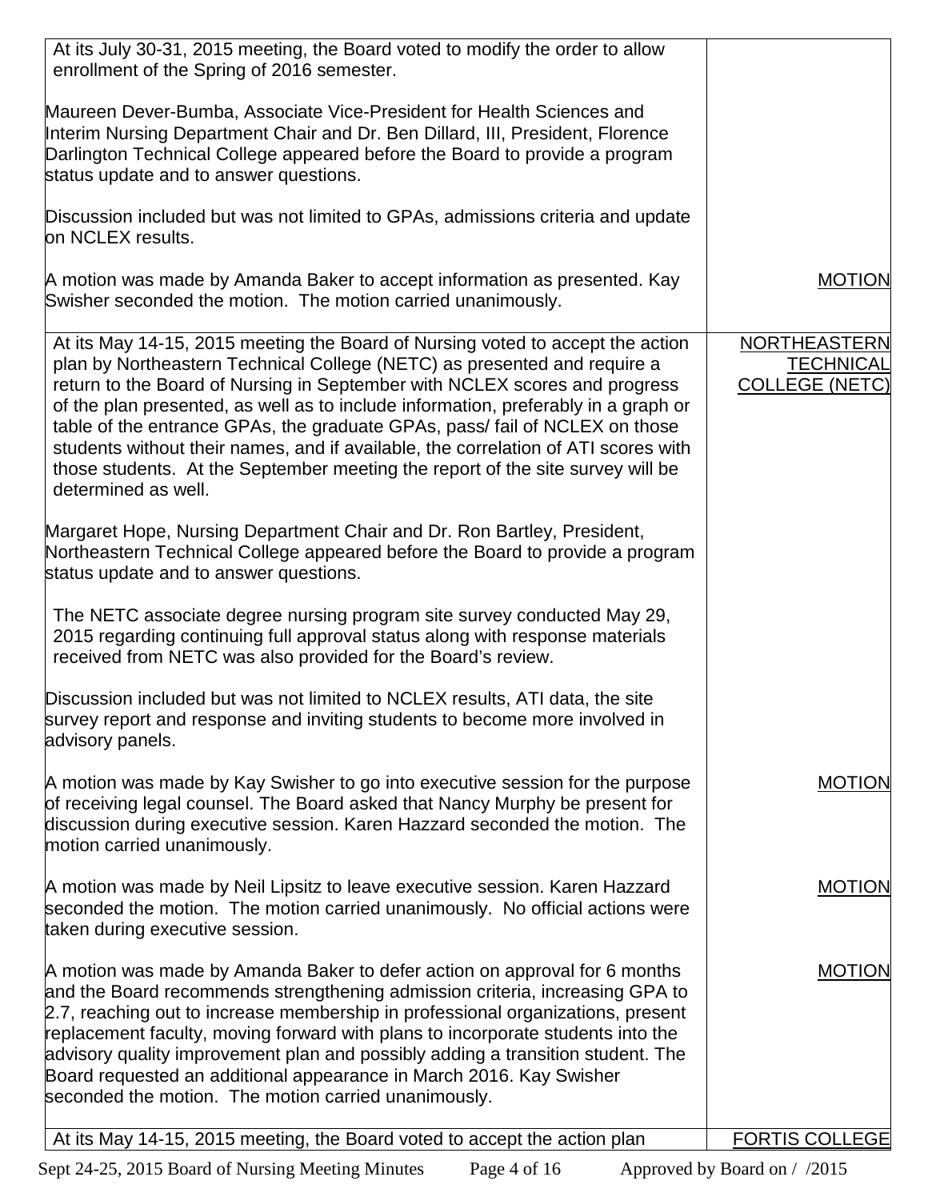| | |
|---|---|
| At its July 30-31, 2015 meeting, the Board voted to modify the order to allow enrollment of the Spring of 2016 semester.<br><br>Maureen Dever-Bumba, Associate Vice-President for Health Sciences and Interim Nursing Department Chair and Dr. Ben Dillard, III, President, Florence Darlington Technical College appeared before the Board to provide a program status update and to answer questions.<br><br>Discussion included but was not limited to GPAs, admissions criteria and update on NCLEX results. | |
| A motion was made by Amanda Baker to accept information as presented. Kay Swisher seconded the motion. The motion carried unanimously. | MOTION |
| At its May 14-15, 2015 meeting the Board of Nursing voted to accept the action plan by Northeastern Technical College (NETC) as presented and require a return to the Board of Nursing in September with NCLEX scores and progress of the plan presented, as well as to include information, preferably in a graph or table of the entrance GPAs, the graduate GPAs, pass/ fail of NCLEX on those students without their names, and if available, the correlation of ATI scores with those students. At the September meeting the report of the site survey will be determined as well.<br><br>Margaret Hope, Nursing Department Chair and Dr. Ron Bartley, President, Northeastern Technical College appeared before the Board to provide a program status update and to answer questions.<br><br>The NETC associate degree nursing program site survey conducted May 29, 2015 regarding continuing full approval status along with response materials received from NETC was also provided for the Board's review.<br><br>Discussion included but was not limited to NCLEX results, ATI data, the site survey report and response and inviting students to become more involved in advisory panels. | NORTHEASTERN TECHNICAL COLLEGE (NETC) |
| A motion was made by Kay Swisher to go into executive session for the purpose of receiving legal counsel. The Board asked that Nancy Murphy be present for discussion during executive session. Karen Hazzard seconded the motion. The motion carried unanimously. | MOTION |
| A motion was made by Neil Lipsitz to leave executive session. Karen Hazzard seconded the motion. The motion carried unanimously. No official actions were taken during executive session. | MOTION |
| A motion was made by Amanda Baker to defer action on approval for 6 months and the Board recommends strengthening admission criteria, increasing GPA to 2.7, reaching out to increase membership in professional organizations, present replacement faculty, moving forward with plans to incorporate students into the advisory quality improvement plan and possibly adding a transition student. The Board requested an additional appearance in March 2016. Kay Swisher seconded the motion. The motion carried unanimously. | MOTION |
| At its May 14-15, 2015 meeting, the Board voted to accept the action plan | FORTIS COLLEGE |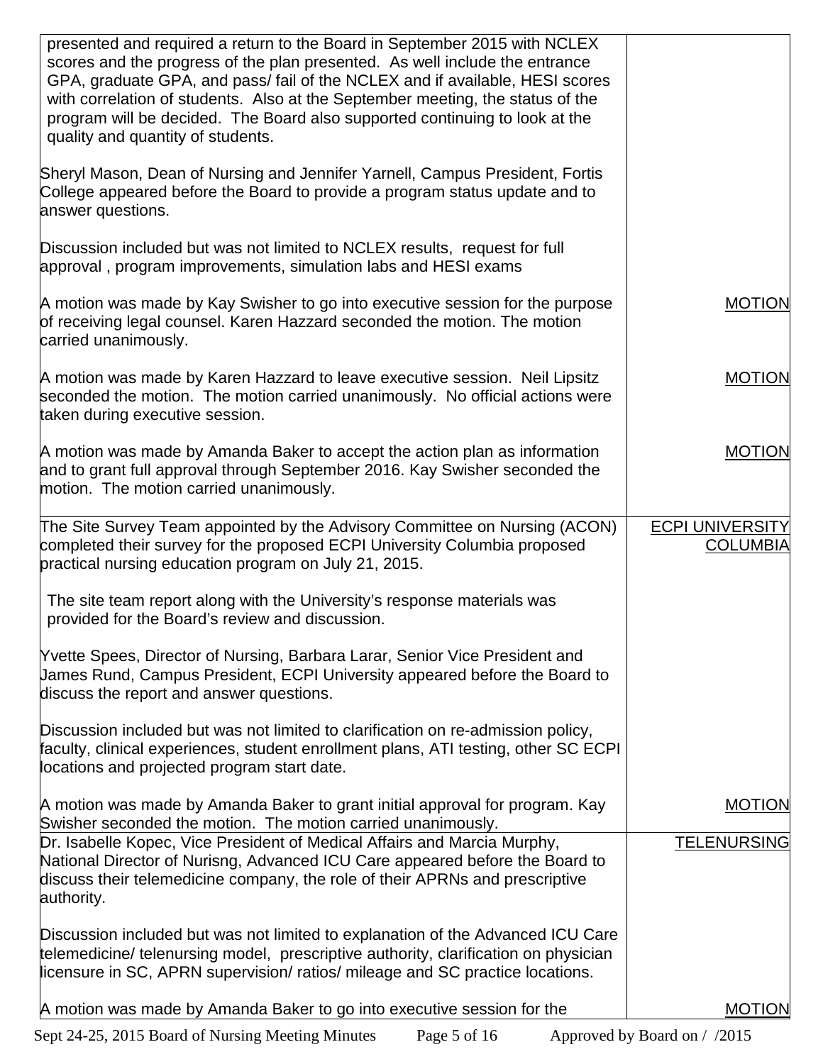| | |
|---|---|
| presented and required a return to the Board in September 2015 with NCLEX scores and the progress of the plan presented. As well include the entrance GPA, graduate GPA, and pass/ fail of the NCLEX and if available, HESI scores with correlation of students. Also at the September meeting, the status of the program will be decided. The Board also supported continuing to look at the quality and quantity of students.<br><br>Sheryl Mason, Dean of Nursing and Jennifer Yarnell, Campus President, Fortis College appeared before the Board to provide a program status update and to answer questions.<br><br>Discussion included but was not limited to NCLEX results, request for full approval , program improvements, simulation labs and HESI exams | |
| A motion was made by Kay Swisher to go into executive session for the purpose of receiving legal counsel. Karen Hazzard seconded the motion. The motion carried unanimously. | MOTION |
| A motion was made by Karen Hazzard to leave executive session. Neil Lipsitz seconded the motion. The motion carried unanimously. No official actions were taken during executive session. | MOTION |
| A motion was made by Amanda Baker to accept the action plan as information and to grant full approval through September 2016. Kay Swisher seconded the motion. The motion carried unanimously. | MOTION |
| The Site Survey Team appointed by the Advisory Committee on Nursing (ACON) completed their survey for the proposed ECPI University Columbia proposed practical nursing education program on July 21, 2015.<br><br>The site team report along with the University's response materials was provided for the Board's review and discussion.<br><br>Yvette Spees, Director of Nursing, Barbara Larar, Senior Vice President and James Rund, Campus President, ECPI University appeared before the Board to discuss the report and answer questions.<br><br>Discussion included but was not limited to clarification on re-admission policy, faculty, clinical experiences, student enrollment plans, ATI testing, other SC ECPI locations and projected program start date. | ECPI UNIVERSITY COLUMBIA |
| A motion was made by Amanda Baker to grant initial approval for program. Kay Swisher seconded the motion. The motion carried unanimously. | MOTION |
| Dr. Isabelle Kopec, Vice President of Medical Affairs and Marcia Murphy, National Director of Nurisng, Advanced ICU Care appeared before the Board to discuss their telemedicine company, the role of their APRNs and prescriptive authority.<br><br>Discussion included but was not limited to explanation of the Advanced ICU Care telemedicine/ telenursing model, prescriptive authority, clarification on physician licensure in SC, APRN supervision/ ratios/ mileage and SC practice locations. | TELENURSING |
| A motion was made by Amanda Baker to go into executive session for the | MOTION |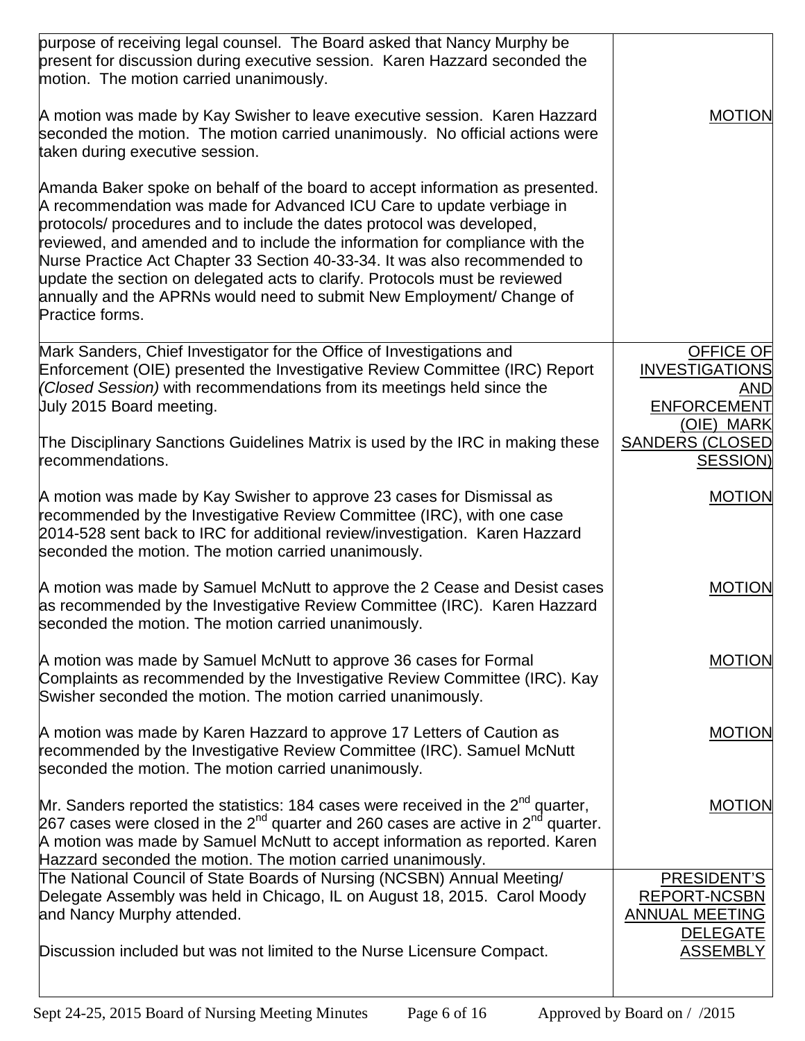| | |
|---|---|
| purpose of receiving legal counsel. The Board asked that Nancy Murphy be present for discussion during executive session. Karen Hazzard seconded the motion. The motion carried unanimously.<br><br>A motion was made by Kay Swisher to leave executive session. Karen Hazzard seconded the motion. The motion carried unanimously. No official actions were taken during executive session.<br><br>Amanda Baker spoke on behalf of the board to accept information as presented. A recommendation was made for Advanced ICU Care to update verbiage in protocols/ procedures and to include the dates protocol was developed, reviewed, and amended and to include the information for compliance with the Nurse Practice Act Chapter 33 Section 40-33-34. It was also recommended to update the section on delegated acts to clarify. Protocols must be reviewed annually and the APRNs would need to submit New Employment/ Change of Practice forms. | <br><br><br>MOTION |
| Mark Sanders, Chief Investigator for the Office of Investigations and Enforcement (OIE) presented the Investigative Review Committee (IRC) Report *(Closed Session)* with recommendations from its meetings held since the July 2015 Board meeting.<br><br>The Disciplinary Sanctions Guidelines Matrix is used by the IRC in making these recommendations.<br><br>A motion was made by Kay Swisher to approve 23 cases for Dismissal as recommended by the Investigative Review Committee (IRC), with one case 2014-528 sent back to IRC for additional review/investigation. Karen Hazzard seconded the motion. The motion carried unanimously.<br><br>A motion was made by Samuel McNutt to approve the 2 Cease and Desist cases as recommended by the Investigative Review Committee (IRC). Karen Hazzard seconded the motion. The motion carried unanimously.<br><br>A motion was made by Samuel McNutt to approve 36 cases for Formal Complaints as recommended by the Investigative Review Committee (IRC). Kay Swisher seconded the motion. The motion carried unanimously.<br><br>A motion was made by Karen Hazzard to approve 17 Letters of Caution as recommended by the Investigative Review Committee (IRC). Samuel McNutt seconded the motion. The motion carried unanimously.<br><br>Mr. Sanders reported the statistics: 184 cases were received in the 2nd quarter, 267 cases were closed in the 2nd quarter and 260 cases are active in 2nd quarter. A motion was made by Samuel McNutt to accept information as reported. Karen Hazzard seconded the motion. The motion carried unanimously. | OFFICE OF INVESTIGATIONS AND ENFORCEMENT (OIE) MARK SANDERS (CLOSED SESSION)<br><br>MOTION<br><br>MOTION<br><br>MOTION<br><br>MOTION<br><br>MOTION |
| The National Council of State Boards of Nursing (NCSBN) Annual Meeting/ Delegate Assembly was held in Chicago, IL on August 18, 2015. Carol Moody and Nancy Murphy attended.<br><br>Discussion included but was not limited to the Nurse Licensure Compact. | PRESIDENT'S REPORT-NCSBN ANNUAL MEETING DELEGATE ASSEMBLY |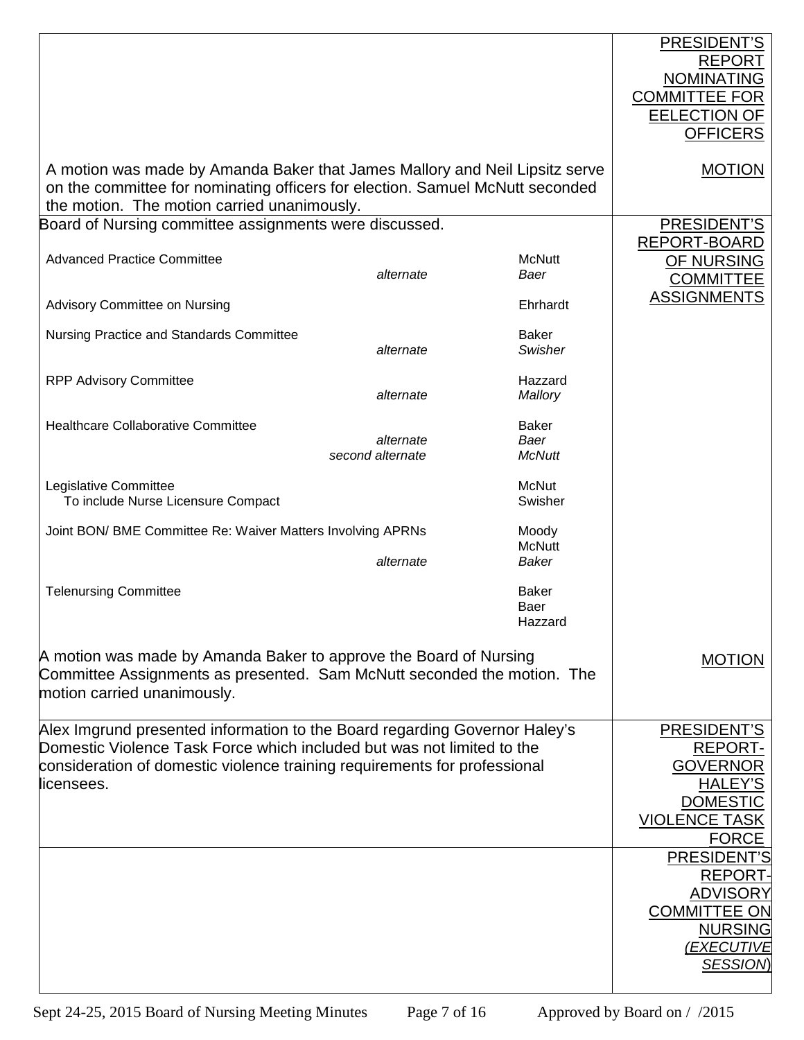| | |
|---|---|
| | PRESIDENT'S REPORT NOMINATING COMMITTEE FOR EELECTION OF OFFICERS |
| A motion was made by Amanda Baker that James Mallory and Neil Lipsitz serve on the committee for nominating officers for election. Samuel McNutt seconded the motion. The motion carried unanimously. | MOTION |
| Board of Nursing committee assignments were discussed.<br><br>Advanced Practice Committee — McNutt; *alternate* — *Baer*<br>Advisory Committee on Nursing — Ehrhardt<br>Nursing Practice and Standards Committee — Baker; *alternate* — *Swisher*<br>RPP Advisory Committee — Hazzard; *alternate* — *Mallory*<br>Healthcare Collaborative Committee — Baker; *alternate* — *Baer*; *second alternate* — *McNutt*<br>Legislative Committee, To include Nurse Licensure Compact — McNut, Swisher<br>Joint BON/ BME Committee Re: Waiver Matters Involving APRNs — Moody, McNutt; *alternate* — *Baker*<br>Telenursing Committee — Baker, Baer, Hazzard | PRESIDENT'S REPORT-BOARD OF NURSING COMMITTEE ASSIGNMENTS |
| A motion was made by Amanda Baker to approve the Board of Nursing Committee Assignments as presented. Sam McNutt seconded the motion. The motion carried unanimously. | MOTION |
| Alex Imgrund presented information to the Board regarding Governor Haley's Domestic Violence Task Force which included but was not limited to the consideration of domestic violence training requirements for professional licensees. | PRESIDENT'S REPORT-GOVERNOR HALEY'S DOMESTIC VIOLENCE TASK FORCE |
| | PRESIDENT'S REPORT-ADVISORY COMMITTEE ON NURSING *(EXECUTIVE SESSION)* |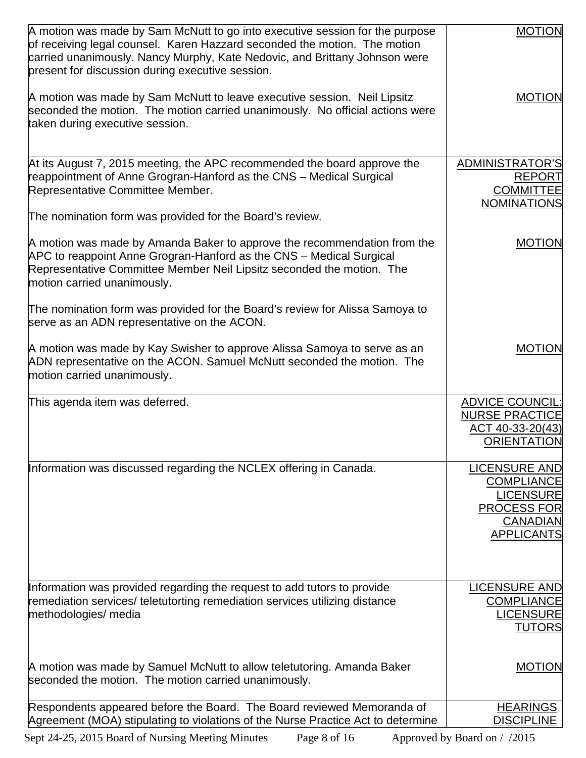| | |
|---|---|
| A motion was made by Sam McNutt to go into executive session for the purpose of receiving legal counsel. Karen Hazzard seconded the motion. The motion carried unanimously. Nancy Murphy, Kate Nedovic, and Brittany Johnson were present for discussion during executive session. | MOTION |
| A motion was made by Sam McNutt to leave executive session. Neil Lipsitz seconded the motion. The motion carried unanimously. No official actions were taken during executive session. | MOTION |
| At its August 7, 2015 meeting, the APC recommended the board approve the reappointment of Anne Grogran-Hanford as the CNS – Medical Surgical Representative Committee Member.<br><br>The nomination form was provided for the Board's review. | ADMINISTRATOR'S REPORT<br>COMMITTEE NOMINATIONS |
| A motion was made by Amanda Baker to approve the recommendation from the APC to reappoint Anne Grogran-Hanford as the CNS – Medical Surgical Representative Committee Member Neil Lipsitz seconded the motion. The motion carried unanimously. | MOTION |
| The nomination form was provided for the Board's review for Alissa Samoya to serve as an ADN representative on the ACON. | |
| A motion was made by Kay Swisher to approve Alissa Samoya to serve as an ADN representative on the ACON. Samuel McNutt seconded the motion. The motion carried unanimously. | MOTION |
| This agenda item was deferred. | ADVICE COUNCIL:<br>NURSE PRACTICE ACT 40-33-20(43) ORIENTATION |
| Information was discussed regarding the NCLEX offering in Canada. | LICENSURE AND COMPLIANCE<br>LICENSURE PROCESS FOR CANADIAN APPLICANTS |
| Information was provided regarding the request to add tutors to provide remediation services/ teletutorting remediation services utilizing distance methodologies/ media | LICENSURE AND COMPLIANCE<br>LICENSURE TUTORS |
| A motion was made by Samuel McNutt to allow teletutoring. Amanda Baker seconded the motion. The motion carried unanimously. | MOTION |
| Respondents appeared before the Board. The Board reviewed Memoranda of Agreement (MOA) stipulating to violations of the Nurse Practice Act to determine | HEARINGS<br>DISCIPLINE |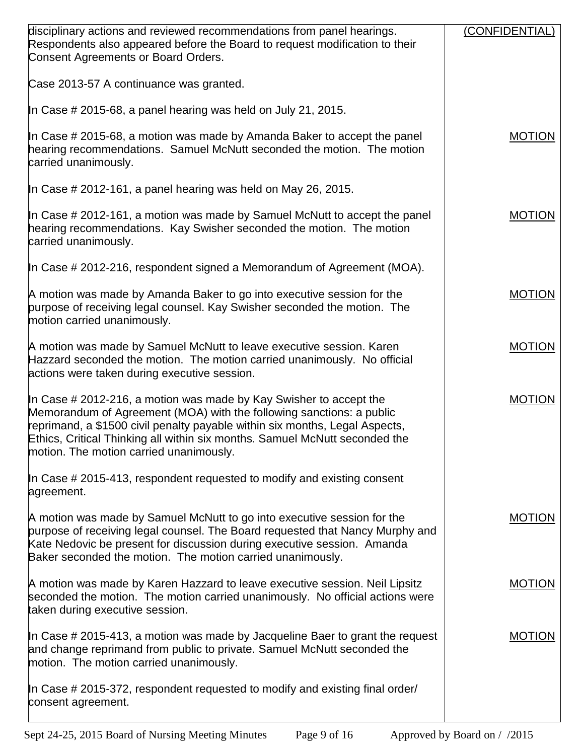| | |
|---|---|
| disciplinary actions and reviewed recommendations from panel hearings. Respondents also appeared before the Board to request modification to their Consent Agreements or Board Orders. | (CONFIDENTIAL) |
| Case 2013-57 A continuance was granted. | |
| In Case # 2015-68, a panel hearing was held on July 21, 2015. | |
| In Case # 2015-68, a motion was made by Amanda Baker to accept the panel hearing recommendations. Samuel McNutt seconded the motion. The motion carried unanimously. | MOTION |
| In Case # 2012-161, a panel hearing was held on May 26, 2015. | |
| In Case # 2012-161, a motion was made by Samuel McNutt to accept the panel hearing recommendations. Kay Swisher seconded the motion. The motion carried unanimously. | MOTION |
| In Case # 2012-216, respondent signed a Memorandum of Agreement (MOA). | |
| A motion was made by Amanda Baker to go into executive session for the purpose of receiving legal counsel. Kay Swisher seconded the motion. The motion carried unanimously. | MOTION |
| A motion was made by Samuel McNutt to leave executive session. Karen Hazzard seconded the motion. The motion carried unanimously. No official actions were taken during executive session. | MOTION |
| In Case # 2012-216, a motion was made by Kay Swisher to accept the Memorandum of Agreement (MOA) with the following sanctions: a public reprimand, a $1500 civil penalty payable within six months, Legal Aspects, Ethics, Critical Thinking all within six months. Samuel McNutt seconded the motion. The motion carried unanimously. | MOTION |
| In Case # 2015-413, respondent requested to modify and existing consent agreement. | |
| A motion was made by Samuel McNutt to go into executive session for the purpose of receiving legal counsel. The Board requested that Nancy Murphy and Kate Nedovic be present for discussion during executive session. Amanda Baker seconded the motion. The motion carried unanimously. | MOTION |
| A motion was made by Karen Hazzard to leave executive session. Neil Lipsitz seconded the motion. The motion carried unanimously. No official actions were taken during executive session. | MOTION |
| In Case # 2015-413, a motion was made by Jacqueline Baer to grant the request and change reprimand from public to private. Samuel McNutt seconded the motion. The motion carried unanimously. | MOTION |
| In Case # 2015-372, respondent requested to modify and existing final order/ consent agreement. | |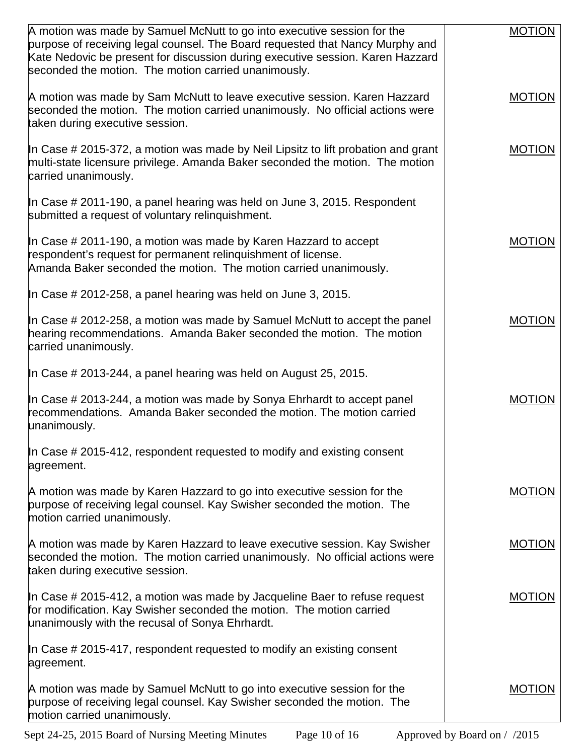| | |
|---|---|
| A motion was made by Samuel McNutt to go into executive session for the purpose of receiving legal counsel. The Board requested that Nancy Murphy and Kate Nedovic be present for discussion during executive session. Karen Hazzard seconded the motion. The motion carried unanimously. | MOTION |
| A motion was made by Sam McNutt to leave executive session. Karen Hazzard seconded the motion. The motion carried unanimously. No official actions were taken during executive session. | MOTION |
| In Case # 2015-372, a motion was made by Neil Lipsitz to lift probation and grant multi-state licensure privilege. Amanda Baker seconded the motion. The motion carried unanimously. | MOTION |
| In Case # 2011-190, a panel hearing was held on June 3, 2015. Respondent submitted a request of voluntary relinquishment. | |
| In Case # 2011-190, a motion was made by Karen Hazzard to accept respondent's request for permanent relinquishment of license. Amanda Baker seconded the motion. The motion carried unanimously. | MOTION |
| In Case # 2012-258, a panel hearing was held on June 3, 2015. | |
| In Case # 2012-258, a motion was made by Samuel McNutt to accept the panel hearing recommendations. Amanda Baker seconded the motion. The motion carried unanimously. | MOTION |
| In Case # 2013-244, a panel hearing was held on August 25, 2015. | |
| In Case # 2013-244, a motion was made by Sonya Ehrhardt to accept panel recommendations. Amanda Baker seconded the motion. The motion carried unanimously. | MOTION |
| In Case # 2015-412, respondent requested to modify and existing consent agreement. | |
| A motion was made by Karen Hazzard to go into executive session for the purpose of receiving legal counsel. Kay Swisher seconded the motion. The motion carried unanimously. | MOTION |
| A motion was made by Karen Hazzard to leave executive session. Kay Swisher seconded the motion. The motion carried unanimously. No official actions were taken during executive session. | MOTION |
| In Case # 2015-412, a motion was made by Jacqueline Baer to refuse request for modification. Kay Swisher seconded the motion. The motion carried unanimously with the recusal of Sonya Ehrhardt. | MOTION |
| In Case # 2015-417, respondent requested to modify an existing consent agreement. | |
| A motion was made by Samuel McNutt to go into executive session for the purpose of receiving legal counsel. Kay Swisher seconded the motion. The motion carried unanimously. | MOTION |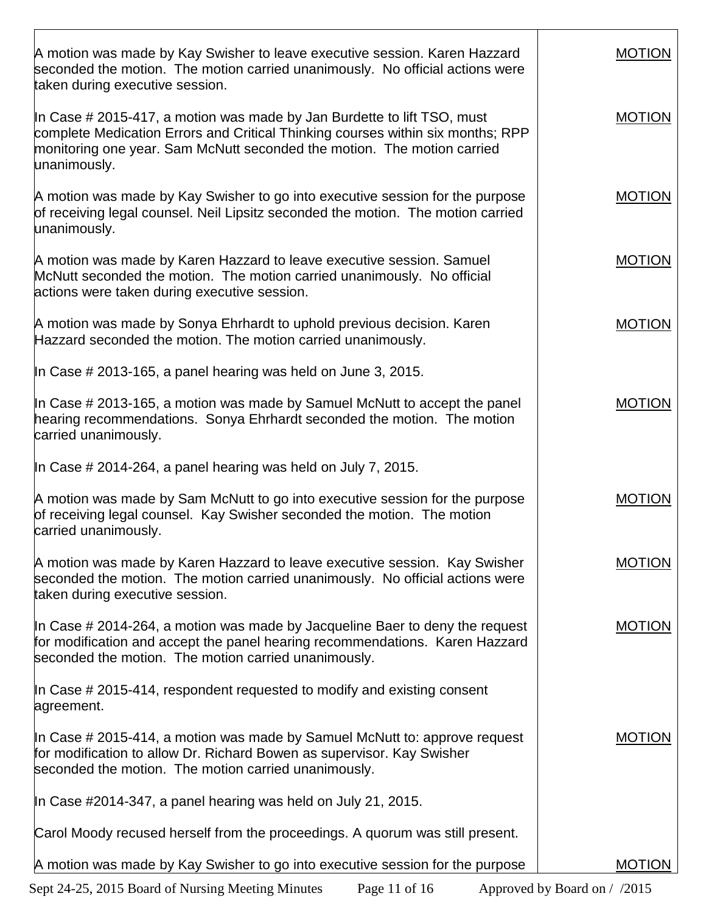| | |
|---|---|
| A motion was made by Kay Swisher to leave executive session. Karen Hazzard seconded the motion. The motion carried unanimously. No official actions were taken during executive session. | MOTION |
| In Case # 2015-417, a motion was made by Jan Burdette to lift TSO, must complete Medication Errors and Critical Thinking courses within six months; RPP monitoring one year. Sam McNutt seconded the motion. The motion carried unanimously. | MOTION |
| A motion was made by Kay Swisher to go into executive session for the purpose of receiving legal counsel. Neil Lipsitz seconded the motion. The motion carried unanimously. | MOTION |
| A motion was made by Karen Hazzard to leave executive session. Samuel McNutt seconded the motion. The motion carried unanimously. No official actions were taken during executive session. | MOTION |
| A motion was made by Sonya Ehrhardt to uphold previous decision. Karen Hazzard seconded the motion. The motion carried unanimously. | MOTION |
| In Case # 2013-165, a panel hearing was held on June 3, 2015. | |
| In Case # 2013-165, a motion was made by Samuel McNutt to accept the panel hearing recommendations. Sonya Ehrhardt seconded the motion. The motion carried unanimously. | MOTION |
| In Case # 2014-264, a panel hearing was held on July 7, 2015. | |
| A motion was made by Sam McNutt to go into executive session for the purpose of receiving legal counsel. Kay Swisher seconded the motion. The motion carried unanimously. | MOTION |
| A motion was made by Karen Hazzard to leave executive session. Kay Swisher seconded the motion. The motion carried unanimously. No official actions were taken during executive session. | MOTION |
| In Case # 2014-264, a motion was made by Jacqueline Baer to deny the request for modification and accept the panel hearing recommendations. Karen Hazzard seconded the motion. The motion carried unanimously. | MOTION |
| In Case # 2015-414, respondent requested to modify and existing consent agreement. | |
| In Case # 2015-414, a motion was made by Samuel McNutt to: approve request for modification to allow Dr. Richard Bowen as supervisor. Kay Swisher seconded the motion. The motion carried unanimously. | MOTION |
| In Case #2014-347, a panel hearing was held on July 21, 2015. | |
| Carol Moody recused herself from the proceedings. A quorum was still present. | |
| A motion was made by Kay Swisher to go into executive session for the purpose | MOTION |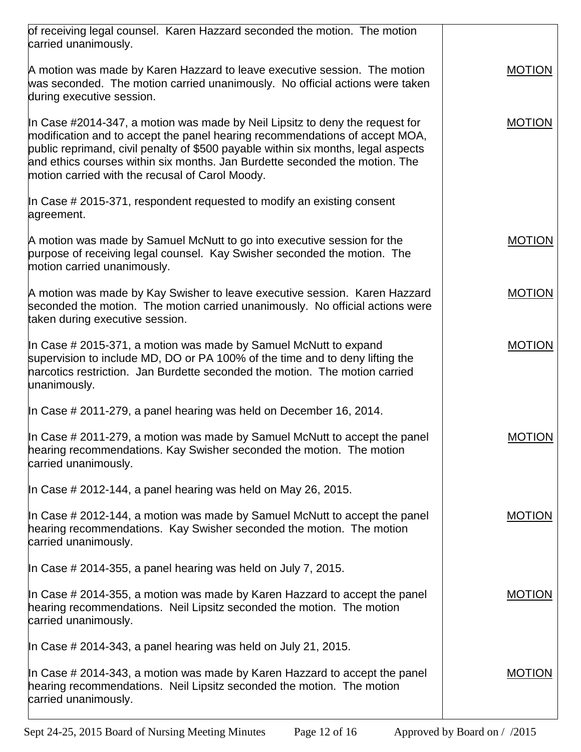| | |
|---|---|
| of receiving legal counsel. Karen Hazzard seconded the motion. The motion carried unanimously. | |
| A motion was made by Karen Hazzard to leave executive session. The motion was seconded. The motion carried unanimously. No official actions were taken during executive session. | MOTION |
| In Case #2014-347, a motion was made by Neil Lipsitz to deny the request for modification and to accept the panel hearing recommendations of accept MOA, public reprimand, civil penalty of $500 payable within six months, legal aspects and ethics courses within six months. Jan Burdette seconded the motion. The motion carried with the recusal of Carol Moody. | MOTION |
| In Case # 2015-371, respondent requested to modify an existing consent agreement. | |
| A motion was made by Samuel McNutt to go into executive session for the purpose of receiving legal counsel. Kay Swisher seconded the motion. The motion carried unanimously. | MOTION |
| A motion was made by Kay Swisher to leave executive session. Karen Hazzard seconded the motion. The motion carried unanimously. No official actions were taken during executive session. | MOTION |
| In Case # 2015-371, a motion was made by Samuel McNutt to expand supervision to include MD, DO or PA 100% of the time and to deny lifting the narcotics restriction. Jan Burdette seconded the motion. The motion carried unanimously. | MOTION |
| In Case # 2011-279, a panel hearing was held on December 16, 2014. | |
| In Case # 2011-279, a motion was made by Samuel McNutt to accept the panel hearing recommendations. Kay Swisher seconded the motion. The motion carried unanimously. | MOTION |
| In Case # 2012-144, a panel hearing was held on May 26, 2015. | |
| In Case # 2012-144, a motion was made by Samuel McNutt to accept the panel hearing recommendations. Kay Swisher seconded the motion. The motion carried unanimously. | MOTION |
| In Case # 2014-355, a panel hearing was held on July 7, 2015. | |
| In Case # 2014-355, a motion was made by Karen Hazzard to accept the panel hearing recommendations. Neil Lipsitz seconded the motion. The motion carried unanimously. | MOTION |
| In Case # 2014-343, a panel hearing was held on July 21, 2015. | |
| In Case # 2014-343, a motion was made by Karen Hazzard to accept the panel hearing recommendations. Neil Lipsitz seconded the motion. The motion carried unanimously. | MOTION |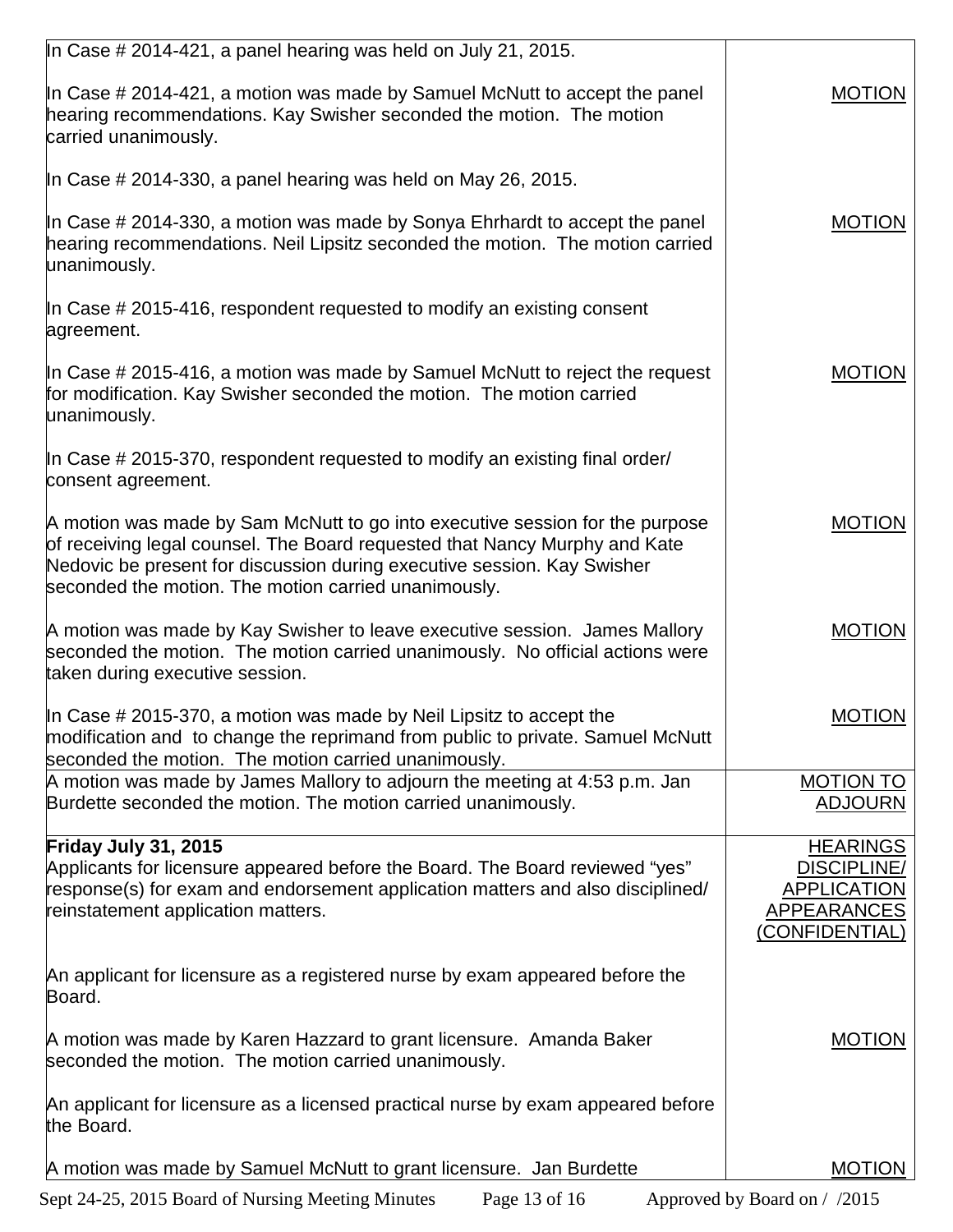| | |
|---|---|
| In Case # 2014-421, a panel hearing was held on July 21, 2015.<br><br>In Case # 2014-421, a motion was made by Samuel McNutt to accept the panel hearing recommendations. Kay Swisher seconded the motion. The motion carried unanimously.<br><br>In Case # 2014-330, a panel hearing was held on May 26, 2015.<br><br>In Case # 2014-330, a motion was made by Sonya Ehrhardt to accept the panel hearing recommendations. Neil Lipsitz seconded the motion. The motion carried unanimously.<br><br>In Case # 2015-416, respondent requested to modify an existing consent agreement.<br><br>In Case # 2015-416, a motion was made by Samuel McNutt to reject the request for modification. Kay Swisher seconded the motion. The motion carried unanimously.<br><br>In Case # 2015-370, respondent requested to modify an existing final order/ consent agreement.<br><br>A motion was made by Sam McNutt to go into executive session for the purpose of receiving legal counsel. The Board requested that Nancy Murphy and Kate Nedovic be present for discussion during executive session. Kay Swisher seconded the motion. The motion carried unanimously.<br><br>A motion was made by Kay Swisher to leave executive session. James Mallory seconded the motion. The motion carried unanimously. No official actions were taken during executive session.<br><br>In Case # 2015-370, a motion was made by Neil Lipsitz to accept the modification and to change the reprimand from public to private. Samuel McNutt seconded the motion. The motion carried unanimously. | <br><br><u>MOTION</u><br><br><br><br><u>MOTION</u><br><br><br><br><u>MOTION</u><br><br><br><br><u>MOTION</u><br><br><u>MOTION</u><br><br><u>MOTION</u> |
| A motion was made by James Mallory to adjourn the meeting at 4:53 p.m. Jan Burdette seconded the motion. The motion carried unanimously. | <u>MOTION TO ADJOURN</u> |
| **Friday July 31, 2015**<br>Applicants for licensure appeared before the Board. The Board reviewed "yes" response(s) for exam and endorsement application matters and also disciplined/ reinstatement application matters.<br><br>An applicant for licensure as a registered nurse by exam appeared before the Board.<br><br>A motion was made by Karen Hazzard to grant licensure. Amanda Baker seconded the motion. The motion carried unanimously.<br><br>An applicant for licensure as a licensed practical nurse by exam appeared before the Board.<br><br>A motion was made by Samuel McNutt to grant licensure. Jan Burdette | <u>HEARINGS DISCIPLINE/ APPLICATION APPEARANCES (CONFIDENTIAL)</u><br><br><br><br><u>MOTION</u><br><br><br><br><u>MOTION</u> |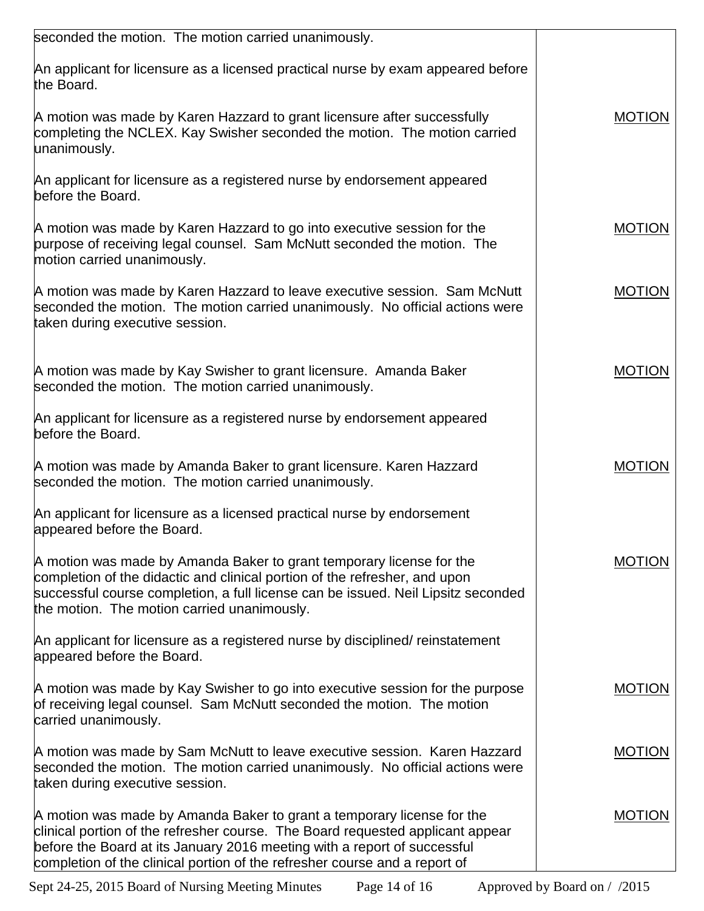| | |
|---|---|
| seconded the motion. The motion carried unanimously. | |
| An applicant for licensure as a licensed practical nurse by exam appeared before the Board. | |
| A motion was made by Karen Hazzard to grant licensure after successfully completing the NCLEX. Kay Swisher seconded the motion. The motion carried unanimously. | MOTION |
| An applicant for licensure as a registered nurse by endorsement appeared before the Board. | |
| A motion was made by Karen Hazzard to go into executive session for the purpose of receiving legal counsel. Sam McNutt seconded the motion. The motion carried unanimously. | MOTION |
| A motion was made by Karen Hazzard to leave executive session. Sam McNutt seconded the motion. The motion carried unanimously. No official actions were taken during executive session. | MOTION |
| A motion was made by Kay Swisher to grant licensure. Amanda Baker seconded the motion. The motion carried unanimously. | MOTION |
| An applicant for licensure as a registered nurse by endorsement appeared before the Board. | |
| A motion was made by Amanda Baker to grant licensure. Karen Hazzard seconded the motion. The motion carried unanimously. | MOTION |
| An applicant for licensure as a licensed practical nurse by endorsement appeared before the Board. | |
| A motion was made by Amanda Baker to grant temporary license for the completion of the didactic and clinical portion of the refresher, and upon successful course completion, a full license can be issued. Neil Lipsitz seconded the motion. The motion carried unanimously. | MOTION |
| An applicant for licensure as a registered nurse by disciplined/ reinstatement appeared before the Board. | |
| A motion was made by Kay Swisher to go into executive session for the purpose of receiving legal counsel. Sam McNutt seconded the motion. The motion carried unanimously. | MOTION |
| A motion was made by Sam McNutt to leave executive session. Karen Hazzard seconded the motion. The motion carried unanimously. No official actions were taken during executive session. | MOTION |
| A motion was made by Amanda Baker to grant a temporary license for the clinical portion of the refresher course. The Board requested applicant appear before the Board at its January 2016 meeting with a report of successful completion of the clinical portion of the refresher course and a report of | MOTION |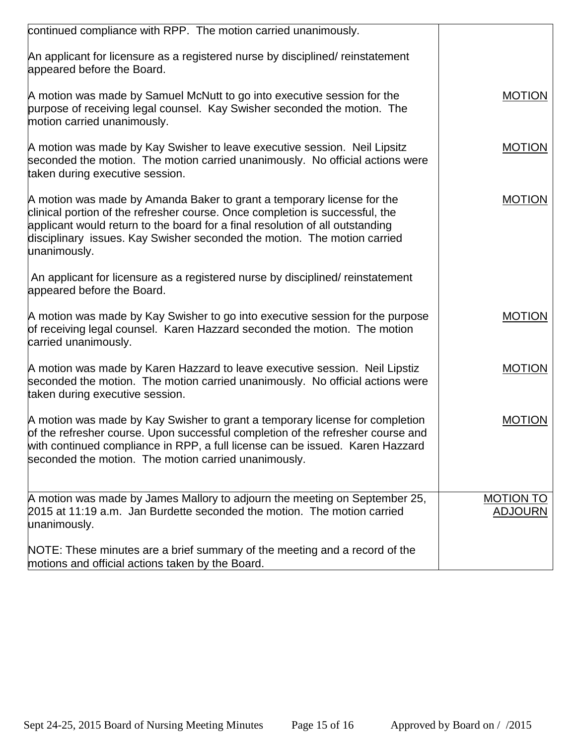| | |
|---|---|
| continued compliance with RPP. The motion carried unanimously.<br><br>An applicant for licensure as a registered nurse by disciplined/ reinstatement appeared before the Board. | |
| A motion was made by Samuel McNutt to go into executive session for the purpose of receiving legal counsel. Kay Swisher seconded the motion. The motion carried unanimously. | MOTION |
| A motion was made by Kay Swisher to leave executive session. Neil Lipsitz seconded the motion. The motion carried unanimously. No official actions were taken during executive session. | MOTION |
| A motion was made by Amanda Baker to grant a temporary license for the clinical portion of the refresher course. Once completion is successful, the applicant would return to the board for a final resolution of all outstanding disciplinary issues. Kay Swisher seconded the motion. The motion carried unanimously.<br><br>An applicant for licensure as a registered nurse by disciplined/ reinstatement appeared before the Board. | MOTION |
| A motion was made by Kay Swisher to go into executive session for the purpose of receiving legal counsel. Karen Hazzard seconded the motion. The motion carried unanimously. | MOTION |
| A motion was made by Karen Hazzard to leave executive session. Neil Lipstiz seconded the motion. The motion carried unanimously. No official actions were taken during executive session. | MOTION |
| A motion was made by Kay Swisher to grant a temporary license for completion of the refresher course. Upon successful completion of the refresher course and with continued compliance in RPP, a full license can be issued. Karen Hazzard seconded the motion. The motion carried unanimously. | MOTION |
| A motion was made by James Mallory to adjourn the meeting on September 25, 2015 at 11:19 a.m. Jan Burdette seconded the motion. The motion carried unanimously.<br><br>NOTE: These minutes are a brief summary of the meeting and a record of the motions and official actions taken by the Board. | MOTION TO ADJOURN |